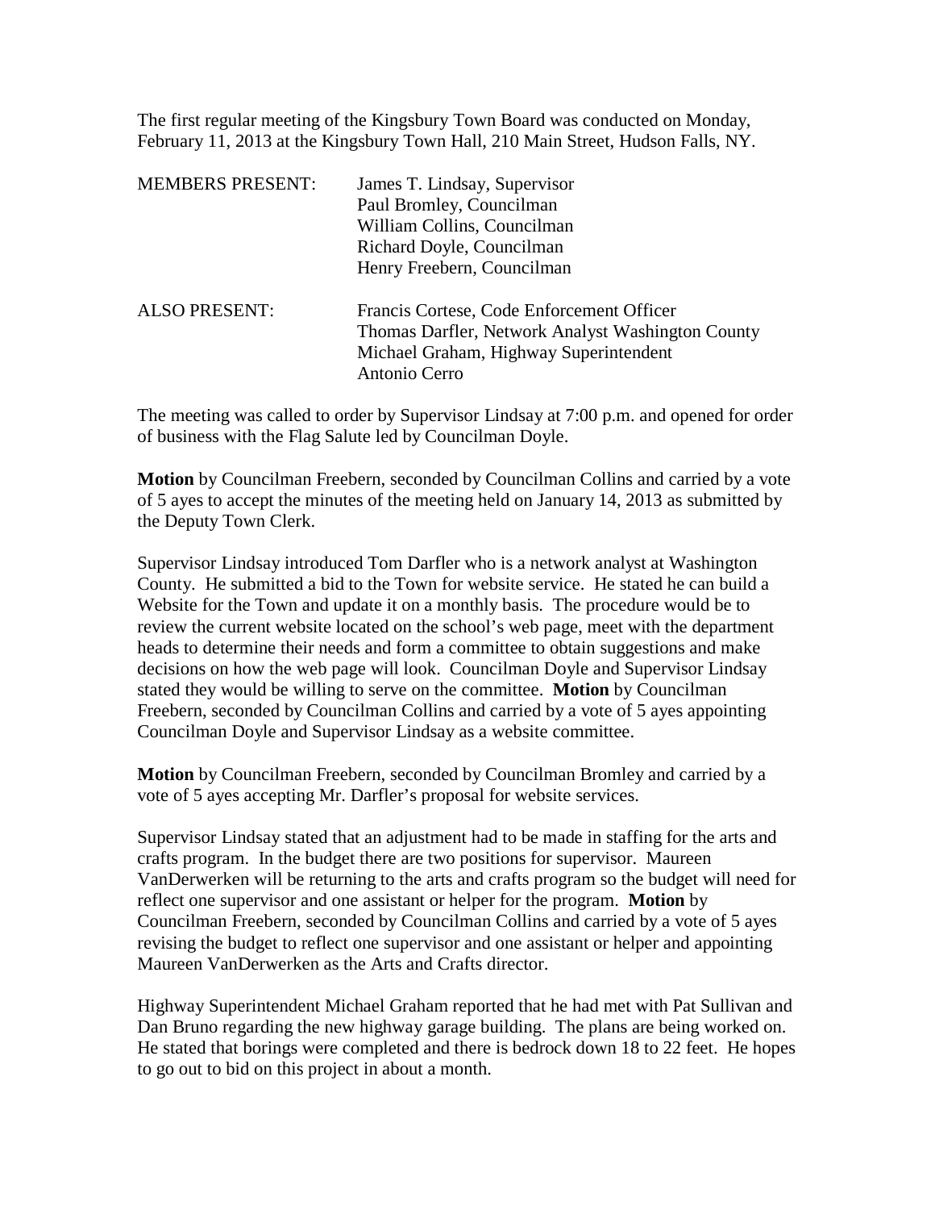The first regular meeting of the Kingsbury Town Board was conducted on Monday, February 11, 2013 at the Kingsbury Town Hall, 210 Main Street, Hudson Falls, NY.

MEMBERS PRESENT: James T. Lindsay, Supervisor
Paul Bromley, Councilman
William Collins, Councilman
Richard Doyle, Councilman
Henry Freebern, Councilman

ALSO PRESENT: Francis Cortese, Code Enforcement Officer
Thomas Darfler, Network Analyst Washington County
Michael Graham, Highway Superintendent
Antonio Cerro

The meeting was called to order by Supervisor Lindsay at 7:00 p.m. and opened for order of business with the Flag Salute led by Councilman Doyle.

**Motion** by Councilman Freebern, seconded by Councilman Collins and carried by a vote of 5 ayes to accept the minutes of the meeting held on January 14, 2013 as submitted by the Deputy Town Clerk.

Supervisor Lindsay introduced Tom Darfler who is a network analyst at Washington County. He submitted a bid to the Town for website service. He stated he can build a Website for the Town and update it on a monthly basis. The procedure would be to review the current website located on the school's web page, meet with the department heads to determine their needs and form a committee to obtain suggestions and make decisions on how the web page will look. Councilman Doyle and Supervisor Lindsay stated they would be willing to serve on the committee. **Motion** by Councilman Freebern, seconded by Councilman Collins and carried by a vote of 5 ayes appointing Councilman Doyle and Supervisor Lindsay as a website committee.

**Motion** by Councilman Freebern, seconded by Councilman Bromley and carried by a vote of 5 ayes accepting Mr. Darfler's proposal for website services.

Supervisor Lindsay stated that an adjustment had to be made in staffing for the arts and crafts program. In the budget there are two positions for supervisor. Maureen VanDerwerken will be returning to the arts and crafts program so the budget will need for reflect one supervisor and one assistant or helper for the program. **Motion** by Councilman Freebern, seconded by Councilman Collins and carried by a vote of 5 ayes revising the budget to reflect one supervisor and one assistant or helper and appointing Maureen VanDerwerken as the Arts and Crafts director.

Highway Superintendent Michael Graham reported that he had met with Pat Sullivan and Dan Bruno regarding the new highway garage building. The plans are being worked on. He stated that borings were completed and there is bedrock down 18 to 22 feet. He hopes to go out to bid on this project in about a month.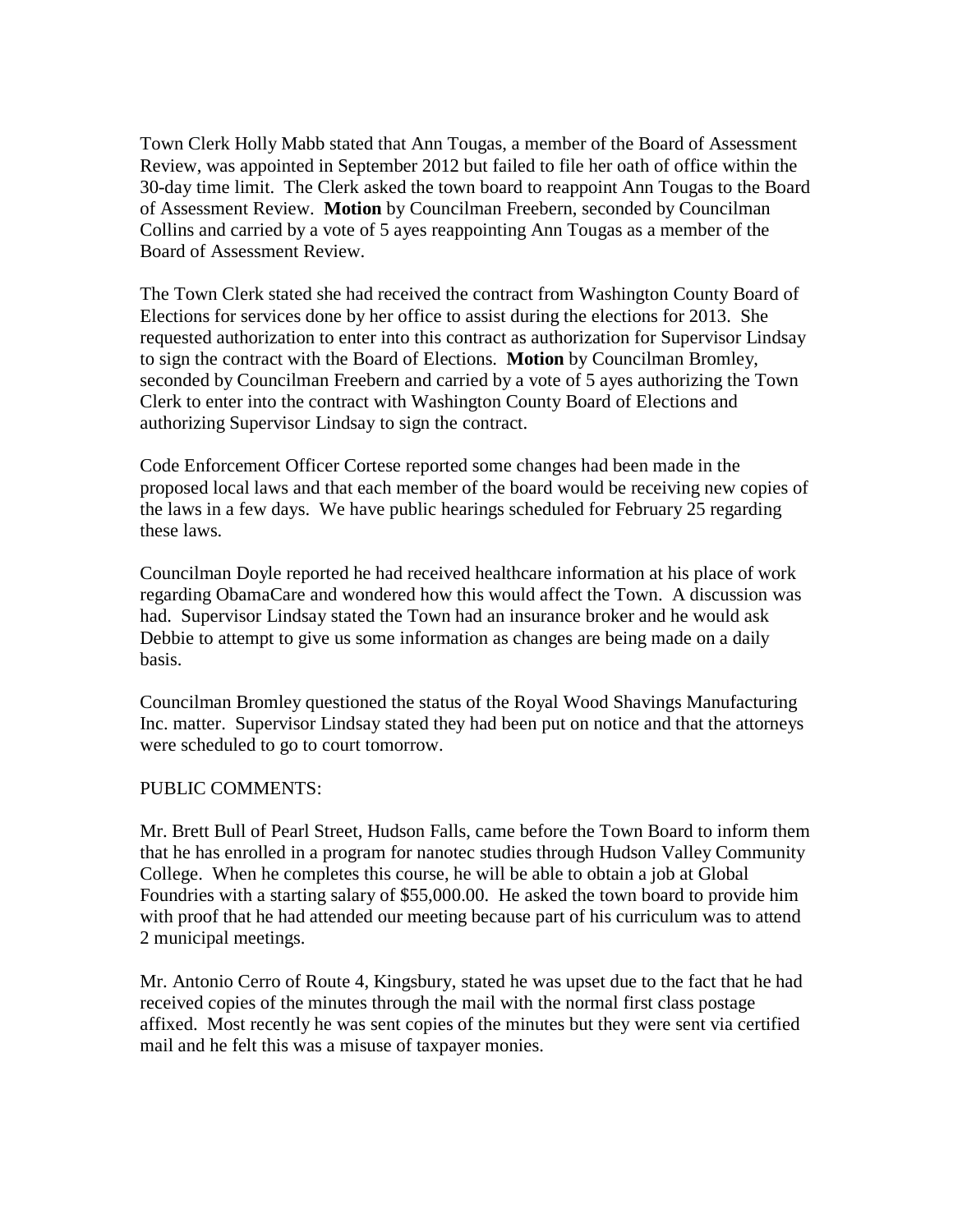Town Clerk Holly Mabb stated that Ann Tougas, a member of the Board of Assessment Review, was appointed in September 2012 but failed to file her oath of office within the 30-day time limit. The Clerk asked the town board to reappoint Ann Tougas to the Board of Assessment Review. **Motion** by Councilman Freebern, seconded by Councilman Collins and carried by a vote of 5 ayes reappointing Ann Tougas as a member of the Board of Assessment Review.

The Town Clerk stated she had received the contract from Washington County Board of Elections for services done by her office to assist during the elections for 2013. She requested authorization to enter into this contract as authorization for Supervisor Lindsay to sign the contract with the Board of Elections. **Motion** by Councilman Bromley, seconded by Councilman Freebern and carried by a vote of 5 ayes authorizing the Town Clerk to enter into the contract with Washington County Board of Elections and authorizing Supervisor Lindsay to sign the contract.

Code Enforcement Officer Cortese reported some changes had been made in the proposed local laws and that each member of the board would be receiving new copies of the laws in a few days. We have public hearings scheduled for February 25 regarding these laws.

Councilman Doyle reported he had received healthcare information at his place of work regarding ObamaCare and wondered how this would affect the Town. A discussion was had. Supervisor Lindsay stated the Town had an insurance broker and he would ask Debbie to attempt to give us some information as changes are being made on a daily basis.

Councilman Bromley questioned the status of the Royal Wood Shavings Manufacturing Inc. matter. Supervisor Lindsay stated they had been put on notice and that the attorneys were scheduled to go to court tomorrow.

PUBLIC COMMENTS:

Mr. Brett Bull of Pearl Street, Hudson Falls, came before the Town Board to inform them that he has enrolled in a program for nanotec studies through Hudson Valley Community College. When he completes this course, he will be able to obtain a job at Global Foundries with a starting salary of $55,000.00. He asked the town board to provide him with proof that he had attended our meeting because part of his curriculum was to attend 2 municipal meetings.

Mr. Antonio Cerro of Route 4, Kingsbury, stated he was upset due to the fact that he had received copies of the minutes through the mail with the normal first class postage affixed. Most recently he was sent copies of the minutes but they were sent via certified mail and he felt this was a misuse of taxpayer monies.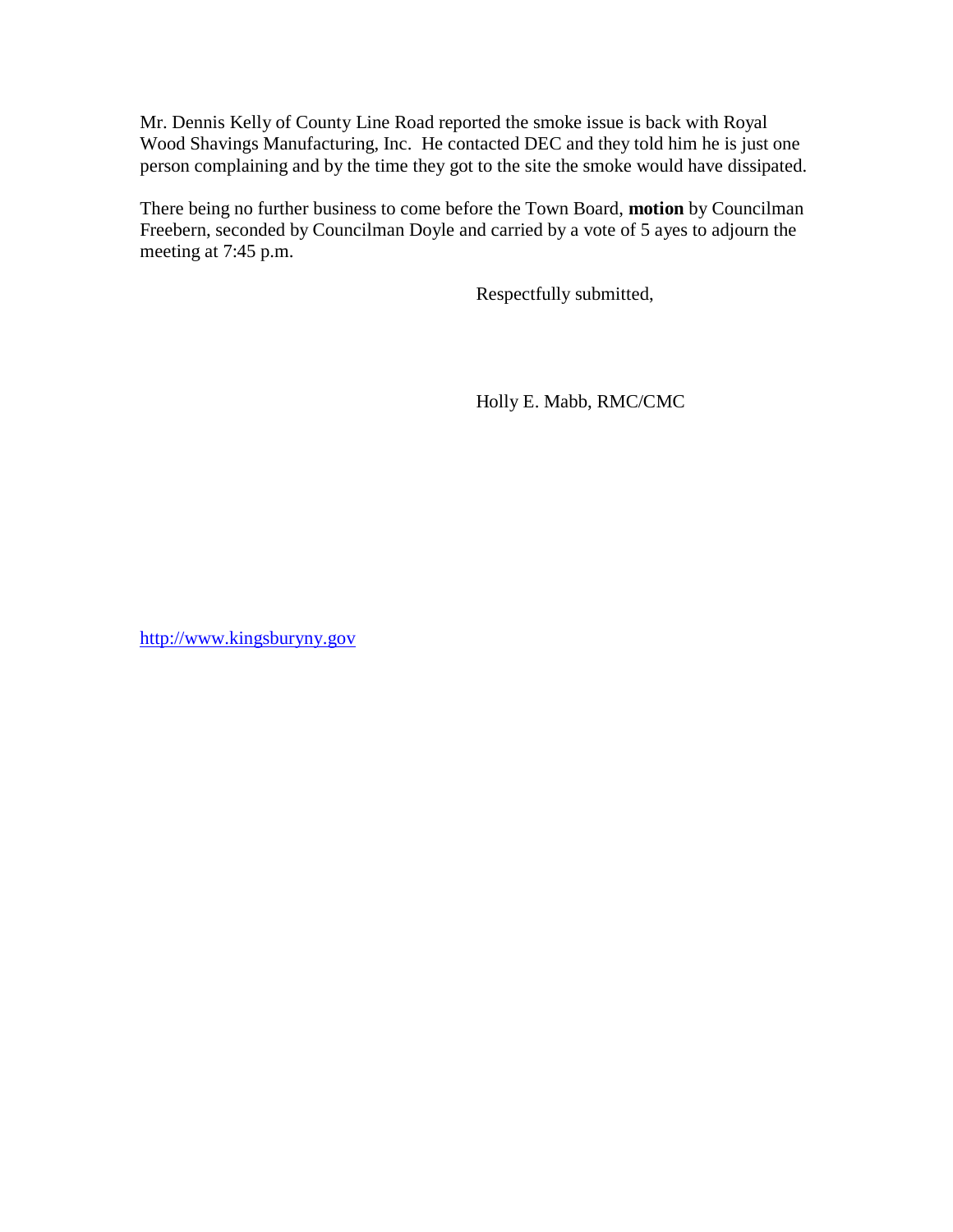Mr. Dennis Kelly of County Line Road reported the smoke issue is back with Royal Wood Shavings Manufacturing, Inc. He contacted DEC and they told him he is just one person complaining and by the time they got to the site the smoke would have dissipated.

There being no further business to come before the Town Board, **motion** by Councilman Freebern, seconded by Councilman Doyle and carried by a vote of 5 ayes to adjourn the meeting at 7:45 p.m.

Respectfully submitted,

Holly E. Mabb, RMC/CMC

http://www.kingsburyny.gov